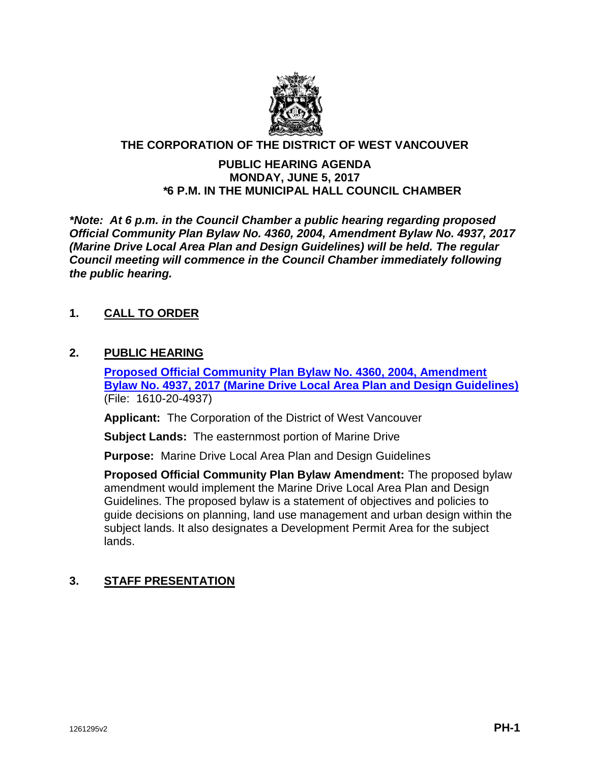# THE CORPORATION OF THE DISTRICT OF WEST VANCOUVER

## PUBLIC HEARING AGENDA
## MONDAY, JUNE 5, 2017
## *6 P.M. IN THE MUNICIPAL HALL COUNCIL CHAMBER

***Note: At 6 p.m. in the Council Chamber a public hearing regarding proposed Official Community Plan Bylaw No. 4360, 2004, Amendment Bylaw No. 4937, 2017 (Marine Drive Local Area Plan and Design Guidelines) will be held. The regular Council meeting will commence in the Council Chamber immediately following the public hearing.***

## 1. CALL TO ORDER

## 2. PUBLIC HEARING

**Proposed Official Community Plan Bylaw No. 4360, 2004, Amendment Bylaw No. 4937, 2017 (Marine Drive Local Area Plan and Design Guidelines)**
(File: 1610-20-4937)

**Applicant:** The Corporation of the District of West Vancouver

**Subject Lands:** The easternmost portion of Marine Drive

**Purpose:** Marine Drive Local Area Plan and Design Guidelines

**Proposed Official Community Plan Bylaw Amendment:** The proposed bylaw amendment would implement the Marine Drive Local Area Plan and Design Guidelines. The proposed bylaw is a statement of objectives and policies to guide decisions on planning, land use management and urban design within the subject lands. It also designates a Development Permit Area for the subject lands.

## 3. STAFF PRESENTATION

1261295v2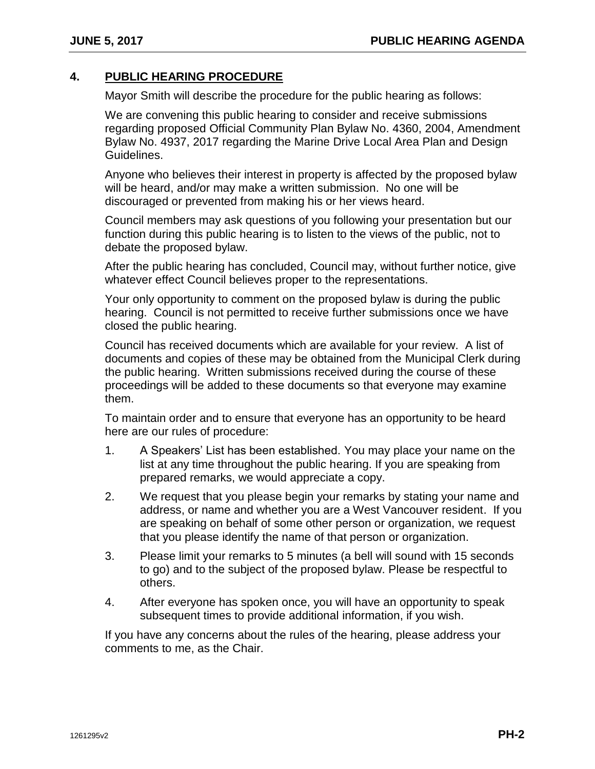## 4. PUBLIC HEARING PROCEDURE

Mayor Smith will describe the procedure for the public hearing as follows:

We are convening this public hearing to consider and receive submissions regarding proposed Official Community Plan Bylaw No. 4360, 2004, Amendment Bylaw No. 4937, 2017 regarding the Marine Drive Local Area Plan and Design Guidelines.

Anyone who believes their interest in property is affected by the proposed bylaw will be heard, and/or may make a written submission. No one will be discouraged or prevented from making his or her views heard.

Council members may ask questions of you following your presentation but our function during this public hearing is to listen to the views of the public, not to debate the proposed bylaw.

After the public hearing has concluded, Council may, without further notice, give whatever effect Council believes proper to the representations.

Your only opportunity to comment on the proposed bylaw is during the public hearing. Council is not permitted to receive further submissions once we have closed the public hearing.

Council has received documents which are available for your review. A list of documents and copies of these may be obtained from the Municipal Clerk during the public hearing. Written submissions received during the course of these proceedings will be added to these documents so that everyone may examine them.

To maintain order and to ensure that everyone has an opportunity to be heard here are our rules of procedure:

1. A Speakers' List has been established. You may place your name on the list at any time throughout the public hearing. If you are speaking from prepared remarks, we would appreciate a copy.
2. We request that you please begin your remarks by stating your name and address, or name and whether you are a West Vancouver resident. If you are speaking on behalf of some other person or organization, we request that you please identify the name of that person or organization.
3. Please limit your remarks to 5 minutes (a bell will sound with 15 seconds to go) and to the subject of the proposed bylaw. Please be respectful to others.
4. After everyone has spoken once, you will have an opportunity to speak subsequent times to provide additional information, if you wish.

If you have any concerns about the rules of the hearing, please address your comments to me, as the Chair.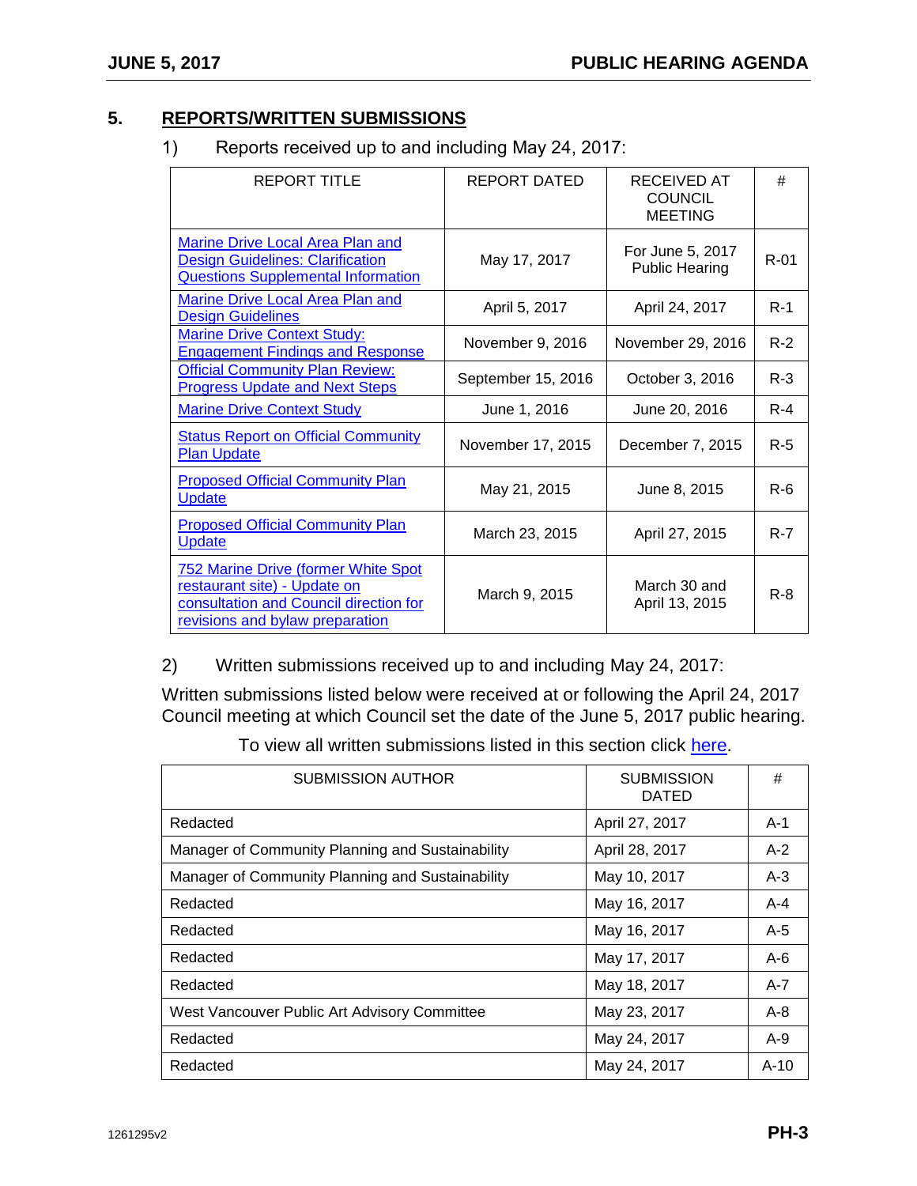## 5. REPORTS/WRITTEN SUBMISSIONS

1) Reports received up to and including May 24, 2017:

| REPORT TITLE | REPORT DATED | RECEIVED AT COUNCIL MEETING | # |
|---|---|---|---|
| Marine Drive Local Area Plan and Design Guidelines: Clarification Questions Supplemental Information | May 17, 2017 | For June 5, 2017 Public Hearing | R-01 |
| Marine Drive Local Area Plan and Design Guidelines | April 5, 2017 | April 24, 2017 | R-1 |
| Marine Drive Context Study: Engagement Findings and Response | November 9, 2016 | November 29, 2016 | R-2 |
| Official Community Plan Review: Progress Update and Next Steps | September 15, 2016 | October 3, 2016 | R-3 |
| Marine Drive Context Study | June 1, 2016 | June 20, 2016 | R-4 |
| Status Report on Official Community Plan Update | November 17, 2015 | December 7, 2015 | R-5 |
| Proposed Official Community Plan Update | May 21, 2015 | June 8, 2015 | R-6 |
| Proposed Official Community Plan Update | March 23, 2015 | April 27, 2015 | R-7 |
| 752 Marine Drive (former White Spot restaurant site) - Update on consultation and Council direction for revisions and bylaw preparation | March 9, 2015 | March 30 and April 13, 2015 | R-8 |

2) Written submissions received up to and including May 24, 2017:

Written submissions listed below were received at or following the April 24, 2017 Council meeting at which Council set the date of the June 5, 2017 public hearing.

To view all written submissions listed in this section click here.

| SUBMISSION AUTHOR | SUBMISSION DATED | # |
|---|---|---|
| Redacted | April 27, 2017 | A-1 |
| Manager of Community Planning and Sustainability | April 28, 2017 | A-2 |
| Manager of Community Planning and Sustainability | May 10, 2017 | A-3 |
| Redacted | May 16, 2017 | A-4 |
| Redacted | May 16, 2017 | A-5 |
| Redacted | May 17, 2017 | A-6 |
| Redacted | May 18, 2017 | A-7 |
| West Vancouver Public Art Advisory Committee | May 23, 2017 | A-8 |
| Redacted | May 24, 2017 | A-9 |
| Redacted | May 24, 2017 | A-10 |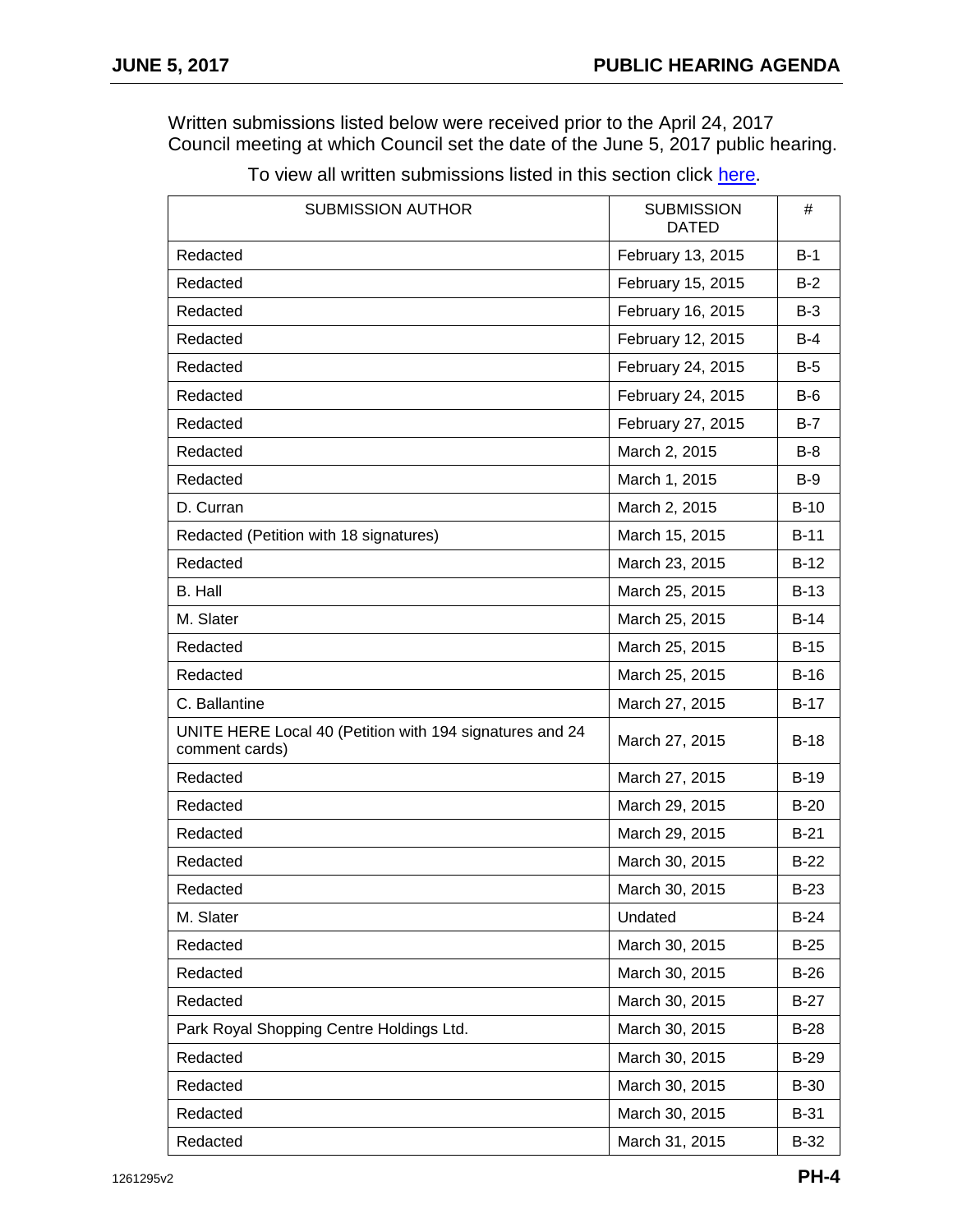Written submissions listed below were received prior to the April 24, 2017 Council meeting at which Council set the date of the June 5, 2017 public hearing.

To view all written submissions listed in this section click here.

| SUBMISSION AUTHOR | SUBMISSION DATED | # |
|---|---|---|
| Redacted | February 13, 2015 | B-1 |
| Redacted | February 15, 2015 | B-2 |
| Redacted | February 16, 2015 | B-3 |
| Redacted | February 12, 2015 | B-4 |
| Redacted | February 24, 2015 | B-5 |
| Redacted | February 24, 2015 | B-6 |
| Redacted | February 27, 2015 | B-7 |
| Redacted | March 2, 2015 | B-8 |
| Redacted | March 1, 2015 | B-9 |
| D. Curran | March 2, 2015 | B-10 |
| Redacted (Petition with 18 signatures) | March 15, 2015 | B-11 |
| Redacted | March 23, 2015 | B-12 |
| B. Hall | March 25, 2015 | B-13 |
| M. Slater | March 25, 2015 | B-14 |
| Redacted | March 25, 2015 | B-15 |
| Redacted | March 25, 2015 | B-16 |
| C. Ballantine | March 27, 2015 | B-17 |
| UNITE HERE Local 40 (Petition with 194 signatures and 24 comment cards) | March 27, 2015 | B-18 |
| Redacted | March 27, 2015 | B-19 |
| Redacted | March 29, 2015 | B-20 |
| Redacted | March 29, 2015 | B-21 |
| Redacted | March 30, 2015 | B-22 |
| Redacted | March 30, 2015 | B-23 |
| M. Slater | Undated | B-24 |
| Redacted | March 30, 2015 | B-25 |
| Redacted | March 30, 2015 | B-26 |
| Redacted | March 30, 2015 | B-27 |
| Park Royal Shopping Centre Holdings Ltd. | March 30, 2015 | B-28 |
| Redacted | March 30, 2015 | B-29 |
| Redacted | March 30, 2015 | B-30 |
| Redacted | March 30, 2015 | B-31 |
| Redacted | March 31, 2015 | B-32 |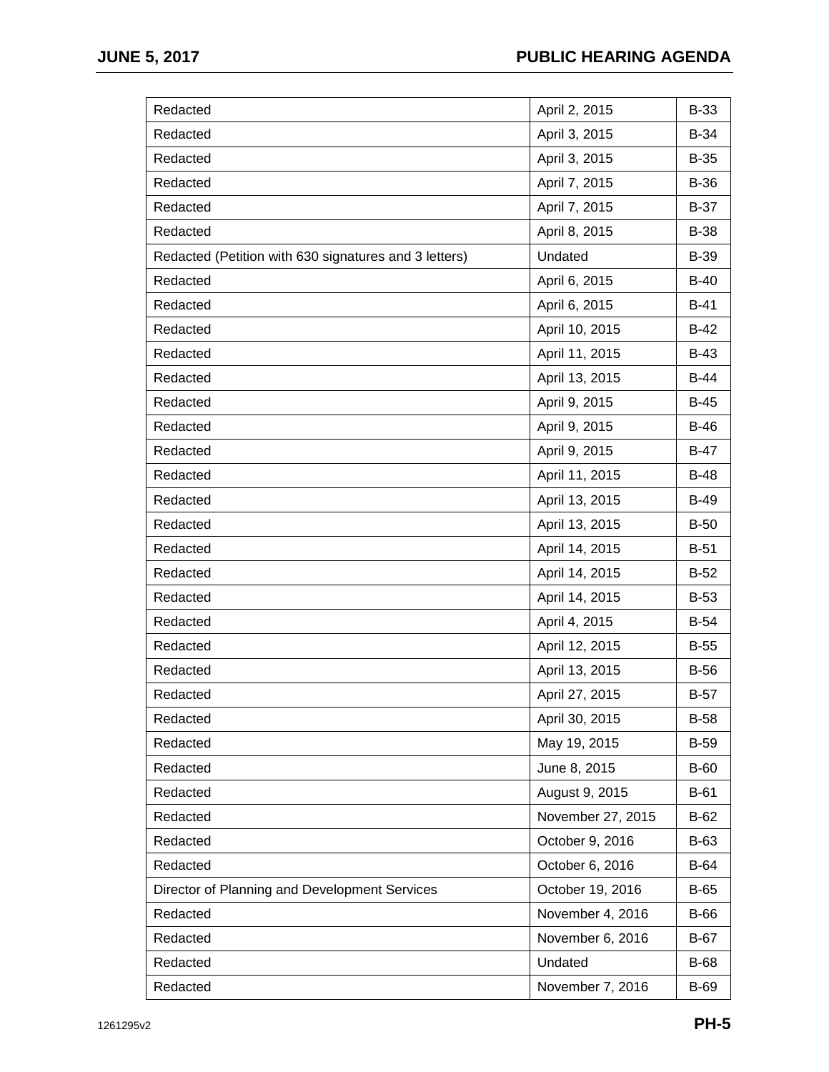| | | |
|---|---|---|
| Redacted | April 2, 2015 | B-33 |
| Redacted | April 3, 2015 | B-34 |
| Redacted | April 3, 2015 | B-35 |
| Redacted | April 7, 2015 | B-36 |
| Redacted | April 7, 2015 | B-37 |
| Redacted | April 8, 2015 | B-38 |
| Redacted (Petition with 630 signatures and 3 letters) | Undated | B-39 |
| Redacted | April 6, 2015 | B-40 |
| Redacted | April 6, 2015 | B-41 |
| Redacted | April 10, 2015 | B-42 |
| Redacted | April 11, 2015 | B-43 |
| Redacted | April 13, 2015 | B-44 |
| Redacted | April 9, 2015 | B-45 |
| Redacted | April 9, 2015 | B-46 |
| Redacted | April 9, 2015 | B-47 |
| Redacted | April 11, 2015 | B-48 |
| Redacted | April 13, 2015 | B-49 |
| Redacted | April 13, 2015 | B-50 |
| Redacted | April 14, 2015 | B-51 |
| Redacted | April 14, 2015 | B-52 |
| Redacted | April 14, 2015 | B-53 |
| Redacted | April 4, 2015 | B-54 |
| Redacted | April 12, 2015 | B-55 |
| Redacted | April 13, 2015 | B-56 |
| Redacted | April 27, 2015 | B-57 |
| Redacted | April 30, 2015 | B-58 |
| Redacted | May 19, 2015 | B-59 |
| Redacted | June 8, 2015 | B-60 |
| Redacted | August 9, 2015 | B-61 |
| Redacted | November 27, 2015 | B-62 |
| Redacted | October 9, 2016 | B-63 |
| Redacted | October 6, 2016 | B-64 |
| Director of Planning and Development Services | October 19, 2016 | B-65 |
| Redacted | November 4, 2016 | B-66 |
| Redacted | November 6, 2016 | B-67 |
| Redacted | Undated | B-68 |
| Redacted | November 7, 2016 | B-69 |

1261295v2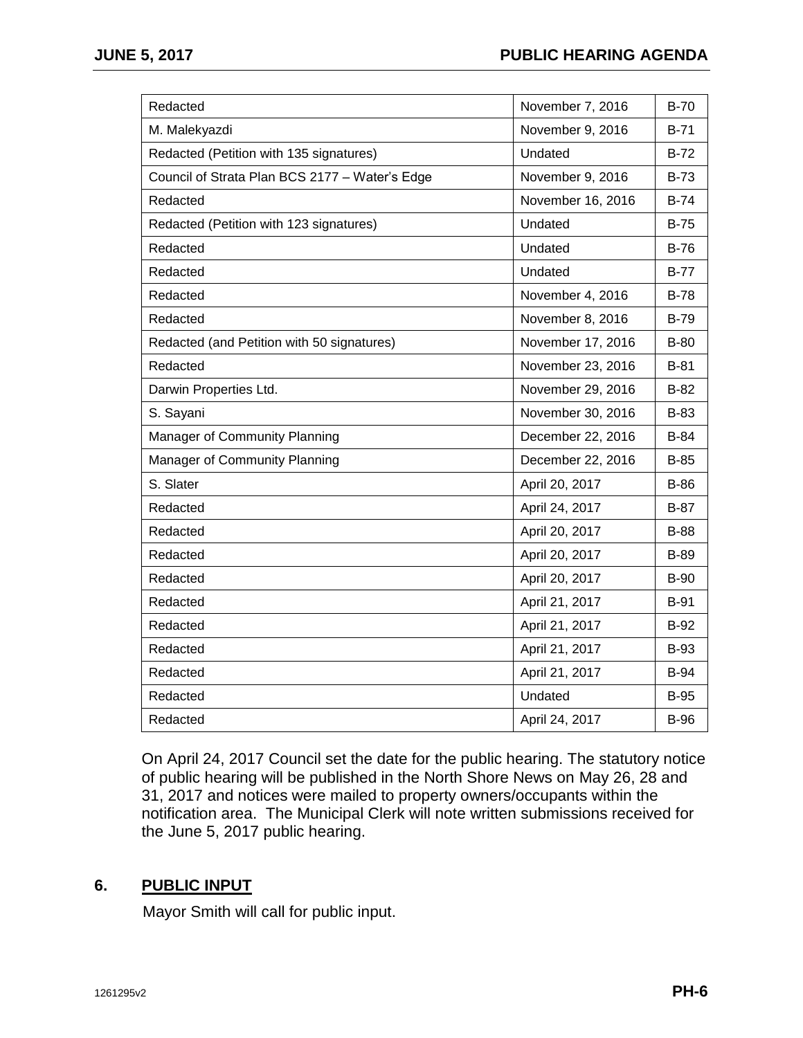| | | |
|---|---|---|
| Redacted | November 7, 2016 | B-70 |
| M. Malekyazdi | November 9, 2016 | B-71 |
| Redacted (Petition with 135 signatures) | Undated | B-72 |
| Council of Strata Plan BCS 2177 – Water's Edge | November 9, 2016 | B-73 |
| Redacted | November 16, 2016 | B-74 |
| Redacted (Petition with 123 signatures) | Undated | B-75 |
| Redacted | Undated | B-76 |
| Redacted | Undated | B-77 |
| Redacted | November 4, 2016 | B-78 |
| Redacted | November 8, 2016 | B-79 |
| Redacted (and Petition with 50 signatures) | November 17, 2016 | B-80 |
| Redacted | November 23, 2016 | B-81 |
| Darwin Properties Ltd. | November 29, 2016 | B-82 |
| S. Sayani | November 30, 2016 | B-83 |
| Manager of Community Planning | December 22, 2016 | B-84 |
| Manager of Community Planning | December 22, 2016 | B-85 |
| S. Slater | April 20, 2017 | B-86 |
| Redacted | April 24, 2017 | B-87 |
| Redacted | April 20, 2017 | B-88 |
| Redacted | April 20, 2017 | B-89 |
| Redacted | April 20, 2017 | B-90 |
| Redacted | April 21, 2017 | B-91 |
| Redacted | April 21, 2017 | B-92 |
| Redacted | April 21, 2017 | B-93 |
| Redacted | April 21, 2017 | B-94 |
| Redacted | Undated | B-95 |
| Redacted | April 24, 2017 | B-96 |

On April 24, 2017 Council set the date for the public hearing. The statutory notice of public hearing will be published in the North Shore News on May 26, 28 and 31, 2017 and notices were mailed to property owners/occupants within the notification area. The Municipal Clerk will note written submissions received for the June 5, 2017 public hearing.

## 6. PUBLIC INPUT

Mayor Smith will call for public input.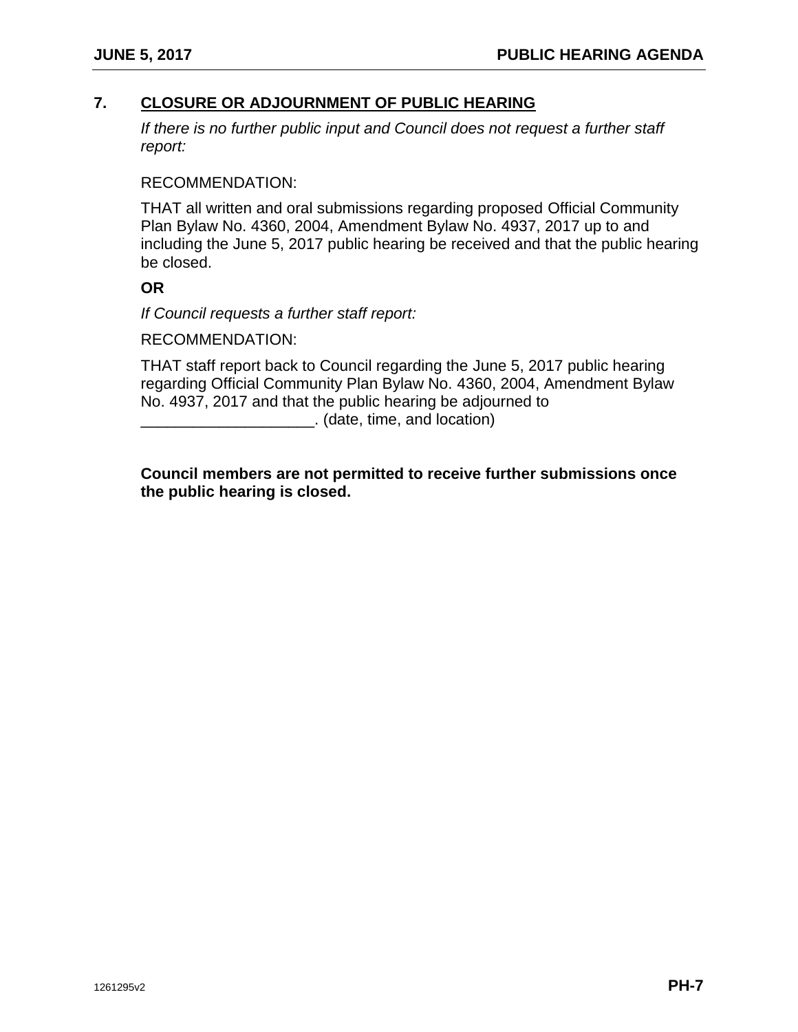## 7. CLOSURE OR ADJOURNMENT OF PUBLIC HEARING

*If there is no further public input and Council does not request a further staff report:*

RECOMMENDATION:

THAT all written and oral submissions regarding proposed Official Community Plan Bylaw No. 4360, 2004, Amendment Bylaw No. 4937, 2017 up to and including the June 5, 2017 public hearing be received and that the public hearing be closed.

**OR**

*If Council requests a further staff report:*

RECOMMENDATION:

THAT staff report back to Council regarding the June 5, 2017 public hearing regarding Official Community Plan Bylaw No. 4360, 2004, Amendment Bylaw No. 4937, 2017 and that the public hearing be adjourned to ____________________. (date, time, and location)

**Council members are not permitted to receive further submissions once the public hearing is closed.**